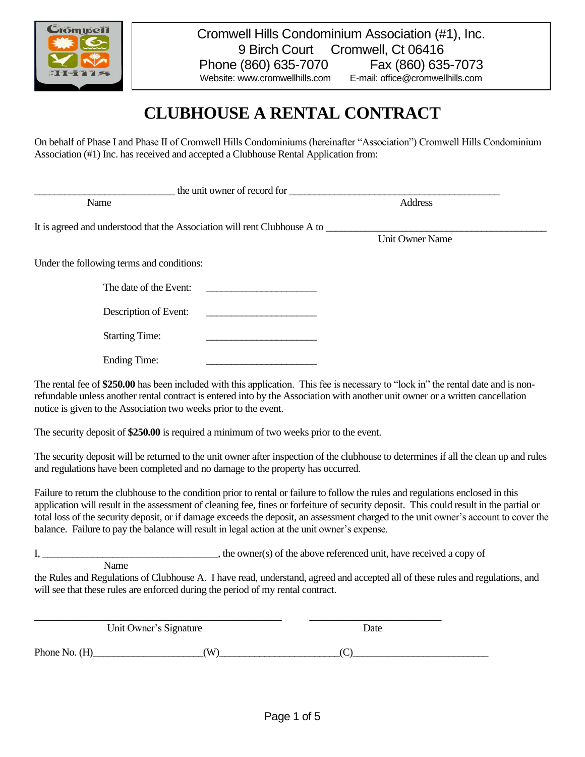Cromwell Hills Condominium Association (#1), Inc.
9 Birch Court Cromwell, Ct 06416
Phone (860) 635-7070 Fax (860) 635-7073
Website: www.cromwellhills.com E-mail: office@cromwellhills.com

# CLUBHOUSE A RENTAL CONTRACT

On behalf of Phase I and Phase II of Cromwell Hills Condominiums (hereinafter "Association") Cromwell Hills Condominium Association (#1) Inc. has received and accepted a Clubhouse Rental Application from:

___________________________ the unit owner of record for ________________________________________
Name Address

It is agreed and understood that the Association will rent Clubhouse A to __________________________________________
Unit Owner Name

Under the following terms and conditions:

The date of the Event: _____________________

Description of Event: _____________________

Starting Time: _____________________

Ending Time: _____________________

The rental fee of **$250.00** has been included with this application. This fee is necessary to "lock in" the rental date and is non-refundable unless another rental contract is entered into by the Association with another unit owner or a written cancellation notice is given to the Association two weeks prior to the event.

The security deposit of **$250.00** is required a minimum of two weeks prior to the event.

The security deposit will be returned to the unit owner after inspection of the clubhouse to determines if all the clean up and rules and regulations have been completed and no damage to the property has occurred.

Failure to return the clubhouse to the condition prior to rental or failure to follow the rules and regulations enclosed in this application will result in the assessment of cleaning fee, fines or forfeiture of security deposit. This could result in the partial or total loss of the security deposit, or if damage exceeds the deposit, an assessment charged to the unit owner's account to cover the balance. Failure to pay the balance will result in legal action at the unit owner's expense.

I, __________________________________, the owner(s) of the above referenced unit, have received a copy of
Name
the Rules and Regulations of Clubhouse A. I have read, understand, agreed and accepted all of these rules and regulations, and will see that these rules are enforced during the period of my rental contract.

_______________________________________________ _________________________
Unit Owner's Signature Date

Phone No. (H)_____________________(W)______________________(C)_________________________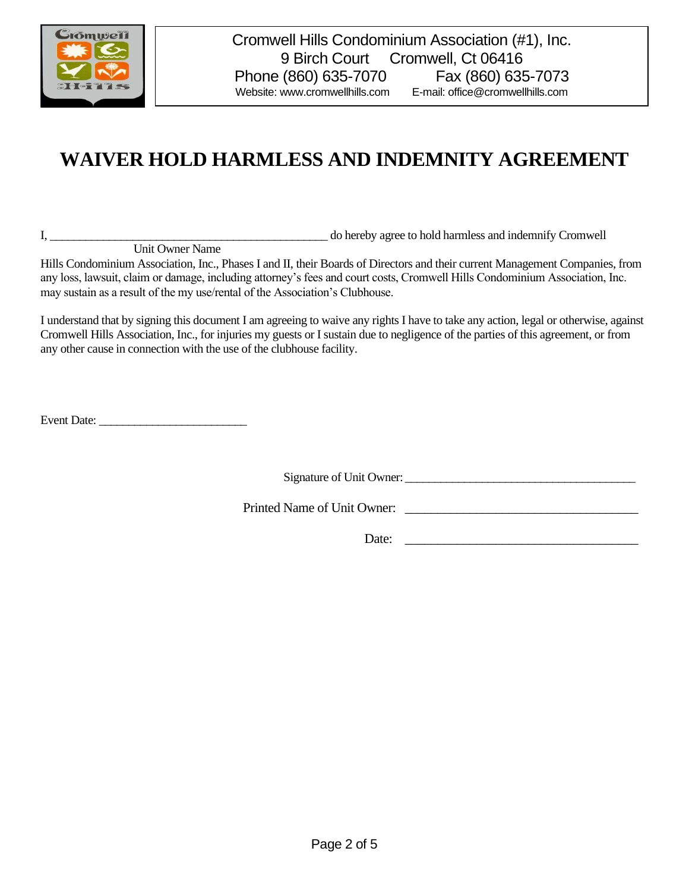Cromwell Hills Condominium Association (#1), Inc.
9 Birch Court Cromwell, Ct 06416
Phone (860) 635-7070 Fax (860) 635-7073
Website: www.cromwellhills.com E-mail: office@cromwellhills.com

# WAIVER HOLD HARMLESS AND INDEMNITY AGREEMENT

I, ________________________________________________ do hereby agree to hold harmless and indemnify Cromwell
Unit Owner Name
Hills Condominium Association, Inc., Phases I and II, their Boards of Directors and their current Management Companies, from any loss, lawsuit, claim or damage, including attorney's fees and court costs, Cromwell Hills Condominium Association, Inc. may sustain as a result of the my use/rental of the Association's Clubhouse.

I understand that by signing this document I am agreeing to waive any rights I have to take any action, legal or otherwise, against Cromwell Hills Association, Inc., for injuries my guests or I sustain due to negligence of the parties of this agreement, or from any other cause in connection with the use of the clubhouse facility.

Event Date: __________________________

Signature of Unit Owner: ________________________________________

Printed Name of Unit Owner: _____________________________________

Date: _____________________________________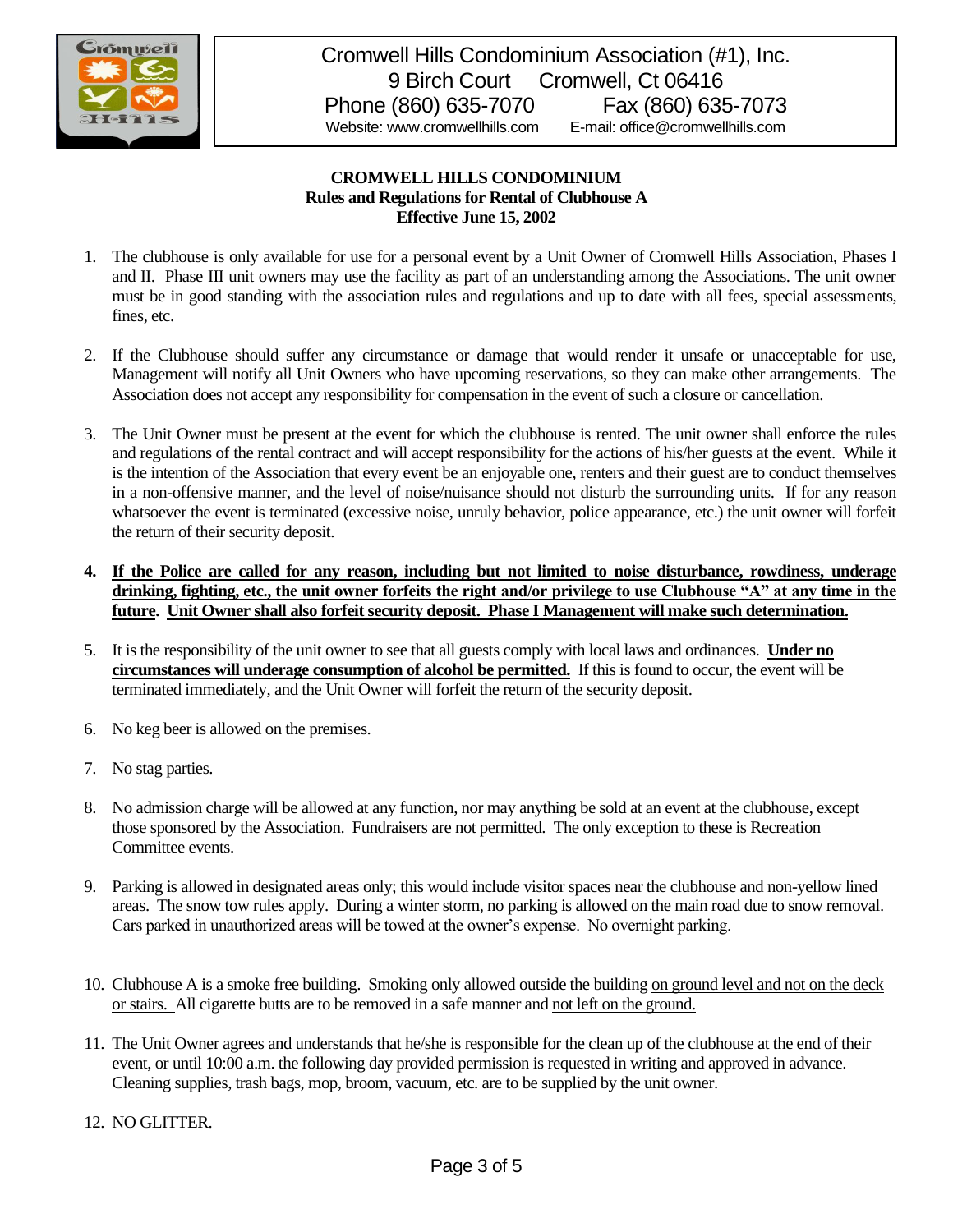Cromwell Hills Condominium Association (#1), Inc.
9 Birch Court Cromwell, Ct 06416
Phone (860) 635-7070 Fax (860) 635-7073
Website: www.cromwellhills.com E-mail: office@cromwellhills.com

**CROMWELL HILLS CONDOMINIUM**
**Rules and Regulations for Rental of Clubhouse A**
**Effective June 15, 2002**

1. The clubhouse is only available for use for a personal event by a Unit Owner of Cromwell Hills Association, Phases I and II. Phase III unit owners may use the facility as part of an understanding among the Associations. The unit owner must be in good standing with the association rules and regulations and up to date with all fees, special assessments, fines, etc.

2. If the Clubhouse should suffer any circumstance or damage that would render it unsafe or unacceptable for use, Management will notify all Unit Owners who have upcoming reservations, so they can make other arrangements. The Association does not accept any responsibility for compensation in the event of such a closure or cancellation.

3. The Unit Owner must be present at the event for which the clubhouse is rented. The unit owner shall enforce the rules and regulations of the rental contract and will accept responsibility for the actions of his/her guests at the event. While it is the intention of the Association that every event be an enjoyable one, renters and their guest are to conduct themselves in a non-offensive manner, and the level of noise/nuisance should not disturb the surrounding units. If for any reason whatsoever the event is terminated (excessive noise, unruly behavior, police appearance, etc.) the unit owner will forfeit the return of their security deposit.

4. **<u>If the Police are called for any reason, including but not limited to noise disturbance, rowdiness, underage drinking, fighting, etc., the unit owner forfeits the right and/or privilege to use Clubhouse "A" at any time in the future</u>. <u>Unit Owner shall also forfeit security deposit. Phase I Management will make such determination.</u>**

5. It is the responsibility of the unit owner to see that all guests comply with local laws and ordinances. **<u>Under no circumstances will underage consumption of alcohol be permitted.</u>** If this is found to occur, the event will be terminated immediately, and the Unit Owner will forfeit the return of the security deposit.

6. No keg beer is allowed on the premises.

7. No stag parties.

8. No admission charge will be allowed at any function, nor may anything be sold at an event at the clubhouse, except those sponsored by the Association. Fundraisers are not permitted. The only exception to these is Recreation Committee events.

9. Parking is allowed in designated areas only; this would include visitor spaces near the clubhouse and non-yellow lined areas. The snow tow rules apply. During a winter storm, no parking is allowed on the main road due to snow removal. Cars parked in unauthorized areas will be towed at the owner's expense. No overnight parking.

10. Clubhouse A is a smoke free building. Smoking only allowed outside the building <u>on ground level and not on the deck or stairs.</u> All cigarette butts are to be removed in a safe manner and <u>not left on the ground.</u>

11. The Unit Owner agrees and understands that he/she is responsible for the clean up of the clubhouse at the end of their event, or until 10:00 a.m. the following day provided permission is requested in writing and approved in advance. Cleaning supplies, trash bags, mop, broom, vacuum, etc. are to be supplied by the unit owner.

12. NO GLITTER.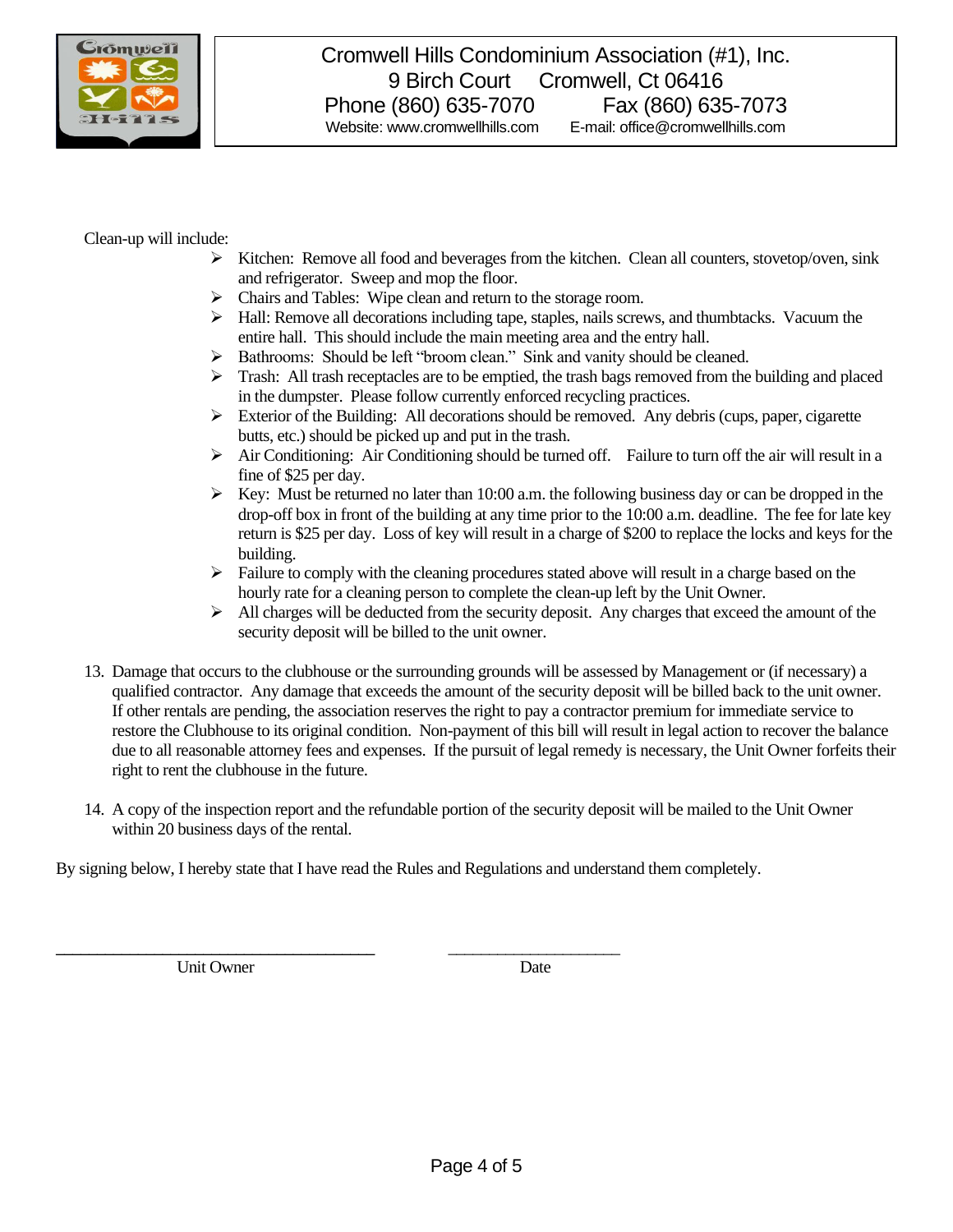Cromwell Hills Condominium Association (#1), Inc.
9 Birch Court Cromwell, Ct 06416
Phone (860) 635-7070 Fax (860) 635-7073
Website: www.cromwellhills.com E-mail: office@cromwellhills.com

Clean-up will include:

- Kitchen: Remove all food and beverages from the kitchen. Clean all counters, stovetop/oven, sink and refrigerator. Sweep and mop the floor.
- Chairs and Tables: Wipe clean and return to the storage room.
- Hall: Remove all decorations including tape, staples, nails screws, and thumbtacks. Vacuum the entire hall. This should include the main meeting area and the entry hall.
- Bathrooms: Should be left "broom clean." Sink and vanity should be cleaned.
- Trash: All trash receptacles are to be emptied, the trash bags removed from the building and placed in the dumpster. Please follow currently enforced recycling practices.
- Exterior of the Building: All decorations should be removed. Any debris (cups, paper, cigarette butts, etc.) should be picked up and put in the trash.
- Air Conditioning: Air Conditioning should be turned off. Failure to turn off the air will result in a fine of $25 per day.
- Key: Must be returned no later than 10:00 a.m. the following business day or can be dropped in the drop-off box in front of the building at any time prior to the 10:00 a.m. deadline. The fee for late key return is $25 per day. Loss of key will result in a charge of $200 to replace the locks and keys for the building.
- Failure to comply with the cleaning procedures stated above will result in a charge based on the hourly rate for a cleaning person to complete the clean-up left by the Unit Owner.
- All charges will be deducted from the security deposit. Any charges that exceed the amount of the security deposit will be billed to the unit owner.

13. Damage that occurs to the clubhouse or the surrounding grounds will be assessed by Management or (if necessary) a qualified contractor. Any damage that exceeds the amount of the security deposit will be billed back to the unit owner. If other rentals are pending, the association reserves the right to pay a contractor premium for immediate service to restore the Clubhouse to its original condition. Non-payment of this bill will result in legal action to recover the balance due to all reasonable attorney fees and expenses. If the pursuit of legal remedy is necessary, the Unit Owner forfeits their right to rent the clubhouse in the future.

14. A copy of the inspection report and the refundable portion of the security deposit will be mailed to the Unit Owner within 20 business days of the rental.

By signing below, I hereby state that I have read the Rules and Regulations and understand them completely.

______________________________ Unit Owner

____________________ Date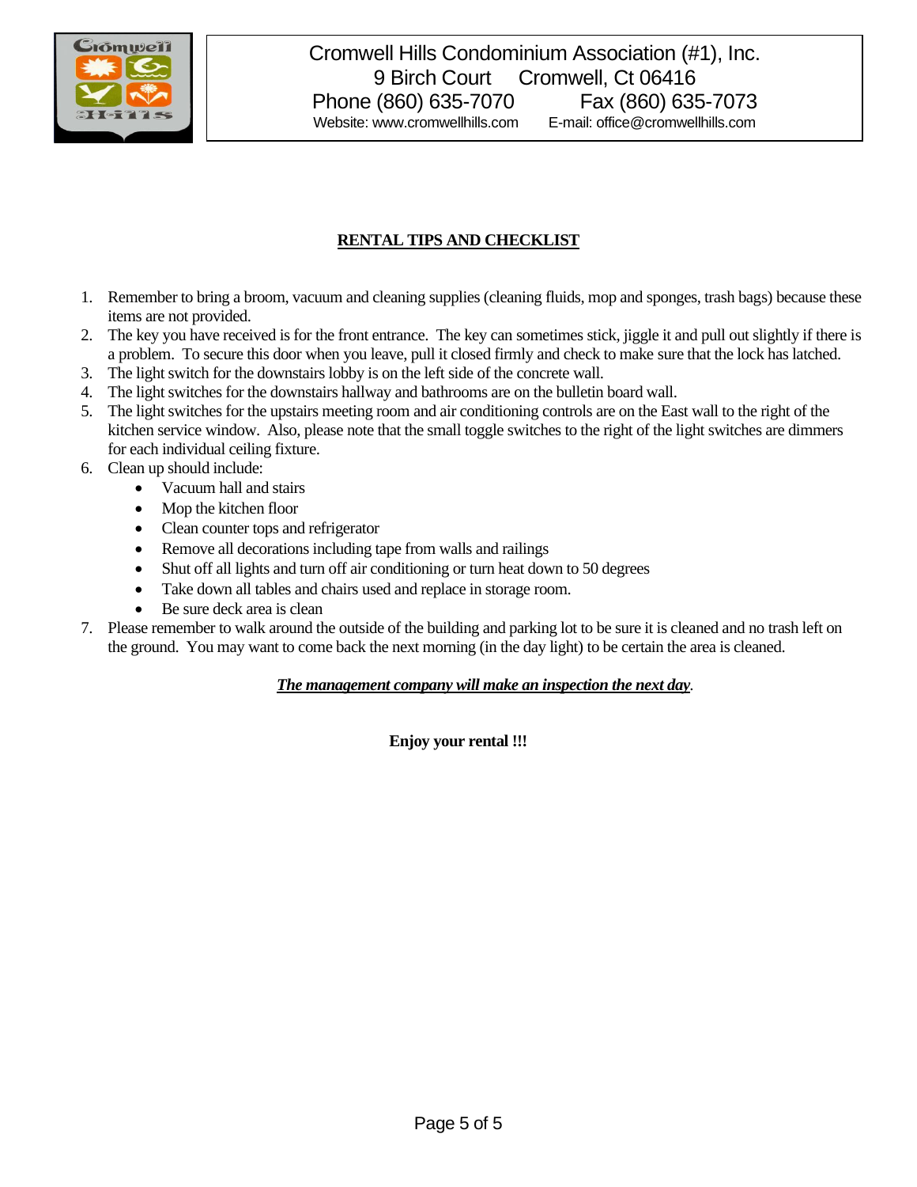Cromwell Hills Condominium Association (#1), Inc.
9 Birch Court Cromwell, Ct 06416
Phone (860) 635-7070 Fax (860) 635-7073
Website: www.cromwellhills.com E-mail: office@cromwellhills.com

## RENTAL TIPS AND CHECKLIST

1. Remember to bring a broom, vacuum and cleaning supplies (cleaning fluids, mop and sponges, trash bags) because these items are not provided.
2. The key you have received is for the front entrance. The key can sometimes stick, jiggle it and pull out slightly if there is a problem. To secure this door when you leave, pull it closed firmly and check to make sure that the lock has latched.
3. The light switch for the downstairs lobby is on the left side of the concrete wall.
4. The light switches for the downstairs hallway and bathrooms are on the bulletin board wall.
5. The light switches for the upstairs meeting room and air conditioning controls are on the East wall to the right of the kitchen service window. Also, please note that the small toggle switches to the right of the light switches are dimmers for each individual ceiling fixture.
6. Clean up should include:
   - Vacuum hall and stairs
   - Mop the kitchen floor
   - Clean counter tops and refrigerator
   - Remove all decorations including tape from walls and railings
   - Shut off all lights and turn off air conditioning or turn heat down to 50 degrees
   - Take down all tables and chairs used and replace in storage room.
   - Be sure deck area is clean
7. Please remember to walk around the outside of the building and parking lot to be sure it is cleaned and no trash left on the ground. You may want to come back the next morning (in the day light) to be certain the area is cleaned.

***The management company will make an inspection the next day***.

**Enjoy your rental !!!**